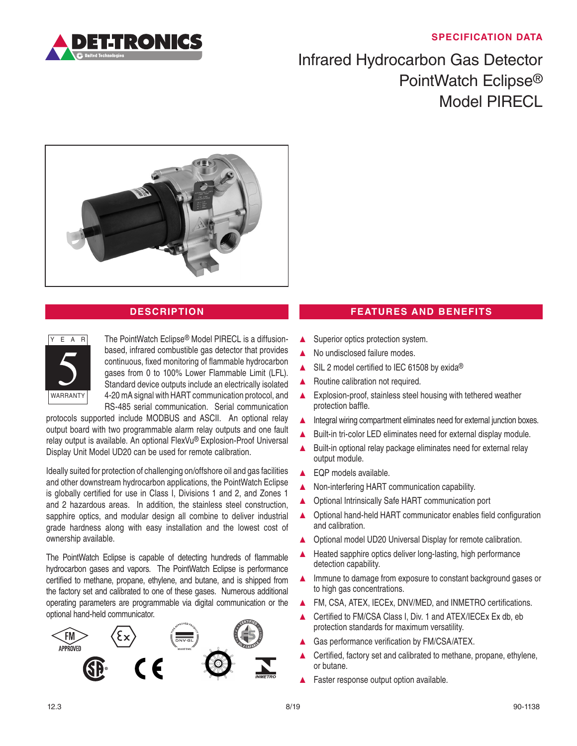SPECIFICATION DATA

# Infrared Hydrocarbon Gas Detector PointWatch Eclipse® Model PIRECL

## DESCRIPTION

YEAR 5 WARRANTY

The PointWatch Eclipse® Model PIRECL is a diffusion-based, infrared combustible gas detector that provides continuous, fixed monitoring of flammable hydrocarbon gases from 0 to 100% Lower Flammable Limit (LFL). Standard device outputs include an electrically isolated 4-20 mA signal with HART communication protocol, and RS-485 serial communication. Serial communication protocols supported include MODBUS and ASCII. An optional relay output board with two programmable alarm relay outputs and one fault relay output is available. An optional FlexVu® Explosion-Proof Universal Display Unit Model UD20 can be used for remote calibration.

Ideally suited for protection of challenging on/offshore oil and gas facilities and other downstream hydrocarbon applications, the PointWatch Eclipse is globally certified for use in Class I, Divisions 1 and 2, and Zones 1 and 2 hazardous areas. In addition, the stainless steel construction, sapphire optics, and modular design all combine to deliver industrial grade hardness along with easy installation and the lowest cost of ownership available.

The PointWatch Eclipse is capable of detecting hundreds of flammable hydrocarbon gases and vapors. The PointWatch Eclipse is performance certified to methane, propane, ethylene, and butane, and is shipped from the factory set and calibrated to one of these gases. Numerous additional operating parameters are programmable via digital communication or the optional hand-held communicator.

## FEATURES AND BENEFITS

- Superior optics protection system.
- No undisclosed failure modes.
- SIL 2 model certified to IEC 61508 by exida®
- Routine calibration not required.
- Explosion-proof, stainless steel housing with tethered weather protection baffle.
- Integral wiring compartment eliminates need for external junction boxes.
- Built-in tri-color LED eliminates need for external display module.
- Built-in optional relay package eliminates need for external relay output module.
- EQP models available.
- Non-interfering HART communication capability.
- Optional Intrinsically Safe HART communication port
- Optional hand-held HART communicator enables field configuration and calibration.
- Optional model UD20 Universal Display for remote calibration.
- Heated sapphire optics deliver long-lasting, high performance detection capability.
- Immune to damage from exposure to constant background gases or to high gas concentrations.
- FM, CSA, ATEX, IECEx, DNV/MED, and INMETRO certifications.
- Certified to FM/CSA Class I, Div. 1 and ATEX/IECEx Ex db, eb protection standards for maximum versatility.
- Gas performance verification by FM/CSA/ATEX.
- Certified, factory set and calibrated to methane, propane, ethylene, or butane.
- Faster response output option available.

12.3 8/19 90-1138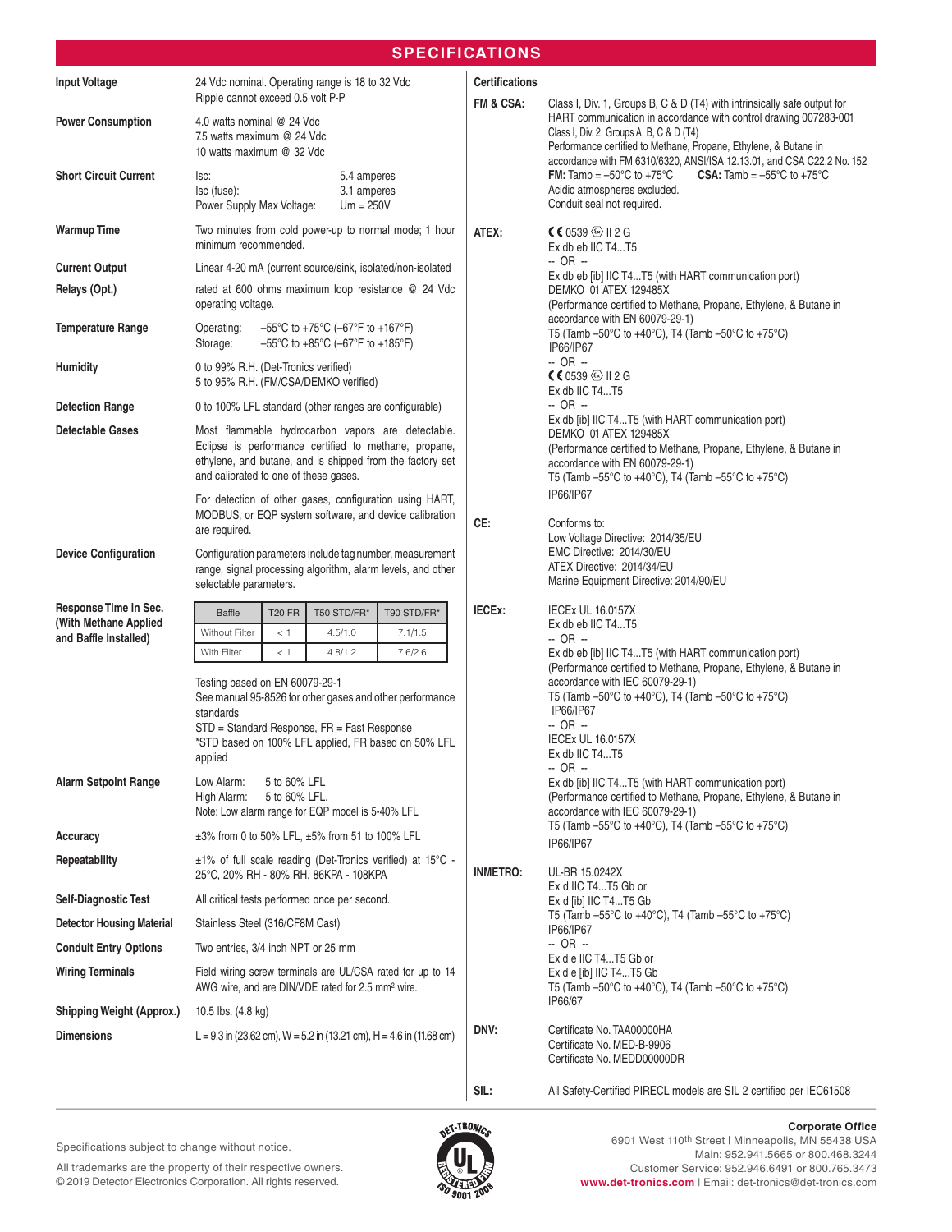## SPECIFICATIONS

**Input Voltage**
24 Vdc nominal. Operating range is 18 to 32 Vdc
Ripple cannot exceed 0.5 volt P-P

**Power Consumption**
4.0 watts nominal @ 24 Vdc
7.5 watts maximum @ 24 Vdc
10 watts maximum @ 32 Vdc

**Short Circuit Current**

| | |
|---|---|
| Isc: | 5.4 amperes |
| Isc (fuse): | 3.1 amperes |
| Power Supply Max Voltage: | Um = 250V |

**Warmup Time**
Two minutes from cold power-up to normal mode; 1 hour minimum recommended.

**Current Output**
Linear 4-20 mA (current source/sink, isolated/non-isolated

**Relays (Opt.)**
rated at 600 ohms maximum loop resistance @ 24 Vdc operating voltage.

**Temperature Range**
Operating: –55°C to +75°C (–67°F to +167°F)
Storage: –55°C to +85°C (–67°F to +185°F)

**Humidity**
0 to 99% R.H. (Det-Tronics verified)
5 to 95% R.H. (FM/CSA/DEMKO verified)

**Detection Range**
0 to 100% LFL standard (other ranges are configurable)

**Detectable Gases**
Most flammable hydrocarbon vapors are detectable. Eclipse is performance certified to methane, propane, ethylene, and butane, and is shipped from the factory set and calibrated to one of these gases.

For detection of other gases, configuration using HART, MODBUS, or EQP system software, and device calibration are required.

**Device Configuration**
Configuration parameters include tag number, measurement range, signal processing algorithm, alarm levels, and other selectable parameters.

**Response Time in Sec. (With Methane Applied and Baffle Installed)**

| Baffle | T20 FR | T50 STD/FR* | T90 STD/FR* |
|---|---|---|---|
| Without Filter | < 1 | 4.5/1.0 | 7.1/1.5 |
| With Filter | < 1 | 4.8/1.2 | 7.6/2.6 |

Testing based on EN 60079-29-1
See manual 95-8526 for other gases and other performance standards
STD = Standard Response, FR = Fast Response
*STD based on 100% LFL applied, FR based on 50% LFL applied

**Alarm Setpoint Range**
Low Alarm: 5 to 60% LFL
High Alarm: 5 to 60% LFL.
Note: Low alarm range for EQP model is 5-40% LFL

**Accuracy**
±3% from 0 to 50% LFL, ±5% from 51 to 100% LFL

**Repeatability**
±1% of full scale reading (Det-Tronics verified) at 15°C - 25°C, 20% RH - 80% RH, 86KPA - 108KPA

**Self-Diagnostic Test**
All critical tests performed once per second.

**Detector Housing Material**
Stainless Steel (316/CF8M Cast)

**Conduit Entry Options**
Two entries, 3/4 inch NPT or 25 mm

**Wiring Terminals**
Field wiring screw terminals are UL/CSA rated for up to 14 AWG wire, and are DIN/VDE rated for 2.5 mm² wire.

**Shipping Weight (Approx.)**
10.5 lbs. (4.8 kg)

**Dimensions**
L = 9.3 in (23.62 cm), W = 5.2 in (13.21 cm), H = 4.6 in (11.68 cm)

### Certifications

**FM & CSA:**
Class I, Div. 1, Groups B, C & D (T4) with intrinsically safe output for HART communication in accordance with control drawing 007283-001
Class I, Div. 2, Groups A, B, C & D (T4)
Performance certified to Methane, Propane, Ethylene, & Butane in accordance with FM 6310/6320, ANSI/ISA 12.13.01, and CSA C22.2 No. 152
**FM:** Tamb = –50°C to +75°C **CSA:** Tamb = –55°C to +75°C
Acidic atmospheres excluded.
Conduit seal not required.

**ATEX:**
CE 0539 Ex II 2 G
Ex db eb IIC T4...T5
-- OR --
Ex db eb [ib] IIC T4...T5 (with HART communication port)
DEMKO 01 ATEX 129485X
(Performance certified to Methane, Propane, Ethylene, & Butane in accordance with EN 60079-29-1)
T5 (Tamb –50°C to +40°C), T4 (Tamb –50°C to +75°C)
IP66/IP67
-- OR --
CE 0539 Ex II 2 G
Ex db IIC T4...T5
-- OR --
Ex db [ib] IIC T4...T5 (with HART communication port)
DEMKO 01 ATEX 129485X
(Performance certified to Methane, Propane, Ethylene, & Butane in accordance with EN 60079-29-1)
T5 (Tamb –55°C to +40°C), T4 (Tamb –55°C to +75°C)
IP66/IP67

**CE:**
Conforms to:
Low Voltage Directive: 2014/35/EU
EMC Directive: 2014/30/EU
ATEX Directive: 2014/34/EU
Marine Equipment Directive: 2014/90/EU

**IECEx:**
IECEx UL 16.0157X
Ex db eb IIC T4...T5
-- OR --
Ex db eb [ib] IIC T4...T5 (with HART communication port)
(Performance certified to Methane, Propane, Ethylene, & Butane in accordance with IEC 60079-29-1)
T5 (Tamb –50°C to +40°C), T4 (Tamb –50°C to +75°C)
IP66/IP67
-- OR --
IECEx UL 16.0157X
Ex db IIC T4...T5
-- OR --
Ex db [ib] IIC T4...T5 (with HART communication port)
(Performance certified to Methane, Propane, Ethylene, & Butane in accordance with IEC 60079-29-1)
T5 (Tamb –55°C to +40°C), T4 (Tamb –55°C to +75°C)
IP66/IP67

**INMETRO:**
UL-BR 15.0242X
Ex d IIC T4...T5 Gb or
Ex d [ib] IIC T4...T5 Gb
T5 (Tamb –55°C to +40°C), T4 (Tamb –55°C to +75°C)
IP66/IP67
-- OR --
Ex d e IIC T4...T5 Gb or
Ex d e [ib] IIC T4...T5 Gb
T5 (Tamb –50°C to +40°C), T4 (Tamb –50°C to +75°C)
IP66/67

**DNV:**
Certificate No. TAA00000HA
Certificate No. MED-B-9906
Certificate No. MEDD00000DR

**SIL:**
All Safety-Certified PIRECL models are SIL 2 certified per IEC61508

---

Specifications subject to change without notice.

All trademarks are the property of their respective owners.
© 2019 Detector Electronics Corporation. All rights reserved.

DET-TRONICS UL REGISTERED FIRM ISO 9001 2008

**Corporate Office**
6901 West 110th Street | Minneapolis, MN 55438 USA
Main: 952.941.5665 or 800.468.3244
Customer Service: 952.946.6491 or 800.765.3473
**www.det-tronics.com** | Email: det-tronics@det-tronics.com